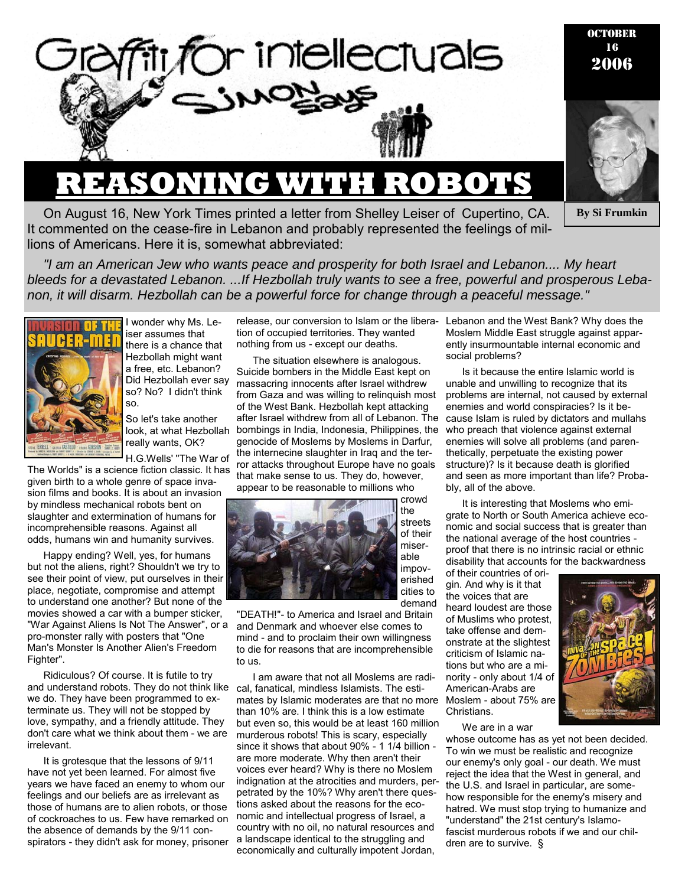# Graffiti for intellectuals

Simon Says

OCTOBER 16 2006

By Si Frumkin

## REASONING WITH ROBOTS

On August 16, New York Times printed a letter from Shelley Leiser of Cupertino, CA. It commented on the cease-fire in Lebanon and probably represented the feelings of millions of Americans. Here it is, somewhat abbreviated:

*"I am an American Jew who wants peace and prosperity for both Israel and Lebanon.... My heart bleeds for a devastated Lebanon. ...If Hezbollah truly wants to see a free, powerful and prosperous Lebanon, it will disarm. Hezbollah can be a powerful force for change through a peaceful message."*

I wonder why Ms. Leiser assumes that there is a chance that Hezbollah might want a free, etc. Lebanon? Did Hezbollah ever say so? No? I didn't think so.

So let's take another look, at what Hezbollah really wants, OK?

H.G.Wells' "The War of The Worlds" is a science fiction classic. It has given birth to a whole genre of space invasion films and books. It is about an invasion by mindless mechanical robots bent on slaughter and extermination of humans for incomprehensible reasons. Against all odds, humans win and humanity survives.

Happy ending? Well, yes, for humans but not the aliens, right? Shouldn't we try to see their point of view, put ourselves in their place, negotiate, compromise and attempt to understand one another? But none of the movies showed a car with a bumper sticker, "War Against Aliens Is Not The Answer", or a pro-monster rally with posters that "One Man's Monster Is Another Alien's Freedom Fighter".

Ridiculous? Of course. It is futile to try and understand robots. They do not think like we do. They have been programmed to exterminate us. They will not be stopped by love, sympathy, and a friendly attitude. They don't care what we think about them - we are irrelevant.

It is grotesque that the lessons of 9/11 have not yet been learned. For almost five years we have faced an enemy to whom our feelings and our beliefs are as irrelevant as those of humans are to alien robots, or those of cockroaches to us. Few have remarked on the absence of demands by the 9/11 conspirators - they didn't ask for money, prisoner release, our conversion to Islam or the liberation of occupied territories. They wanted nothing from us - except our deaths.

The situation elsewhere is analogous. Suicide bombers in the Middle East kept on massacring innocents after Israel withdrew from Gaza and was willing to relinquish most of the West Bank. Hezbollah kept attacking after Israel withdrew from all of Lebanon. The bombings in India, Indonesia, Philippines, the genocide of Moslems by Moslems in Darfur, the internecine slaughter in Iraq and the terror attacks throughout Europe have no goals that make sense to us. They do, however, appear to be reasonable to millions who crowd the streets of their miserable impoverished cities to demand "DEATH!"- to America and Israel and Britain and Denmark and whoever else comes to mind - and to proclaim their own willingness to die for reasons that are incomprehensible to us.

I am aware that not all Moslems are radical, fanatical, mindless Islamists. The estimates by Islamic moderates are that no more than 10% are. I think this is a low estimate but even so, this would be at least 160 million murderous robots! This is scary, especially since it shows that about 90% - 1 1/4 billion - are more moderate. Why then aren't their voices ever heard? Why is there no Moslem indignation at the atrocities and murders, perpetrated by the 10%? Why aren't there questions asked about the reasons for the economic and intellectual progress of Israel, a country with no oil, no natural resources and a landscape identical to the struggling and economically and culturally impotent Jordan, Lebanon and the West Bank? Why does the Moslem Middle East struggle against apparently insurmountable internal economic and social problems?

Is it because the entire Islamic world is unable and unwilling to recognize that its problems are internal, not caused by external enemies and world conspiracies? Is it because Islam is ruled by dictators and mullahs who preach that violence against external enemies will solve all problems (and parenthetically, perpetuate the existing power structure)? Is it because death is glorified and seen as more important than life? Probably, all of the above.

It is interesting that Moslems who emigrate to North or South America achieve economic and social success that is greater than the national average of the host countries - proof that there is no intrinsic racial or ethnic disability that accounts for the backwardness of their countries of origin. And why is it that the voices that are heard loudest are those of Muslims who protest, take offense and demonstrate at the slightest criticism of Islamic nations but who are a minority - only about 1/4 of American-Arabs are Moslem - about 75% are Christians.

We are in a war whose outcome has as yet not been decided. To win we must be realistic and recognize our enemy's only goal - our death. We must reject the idea that the West in general, and the U.S. and Israel in particular, are somehow responsible for the enemy's misery and hatred. We must stop trying to humanize and "understand" the 21st century's Islamofascist murderous robots if we and our children are to survive. §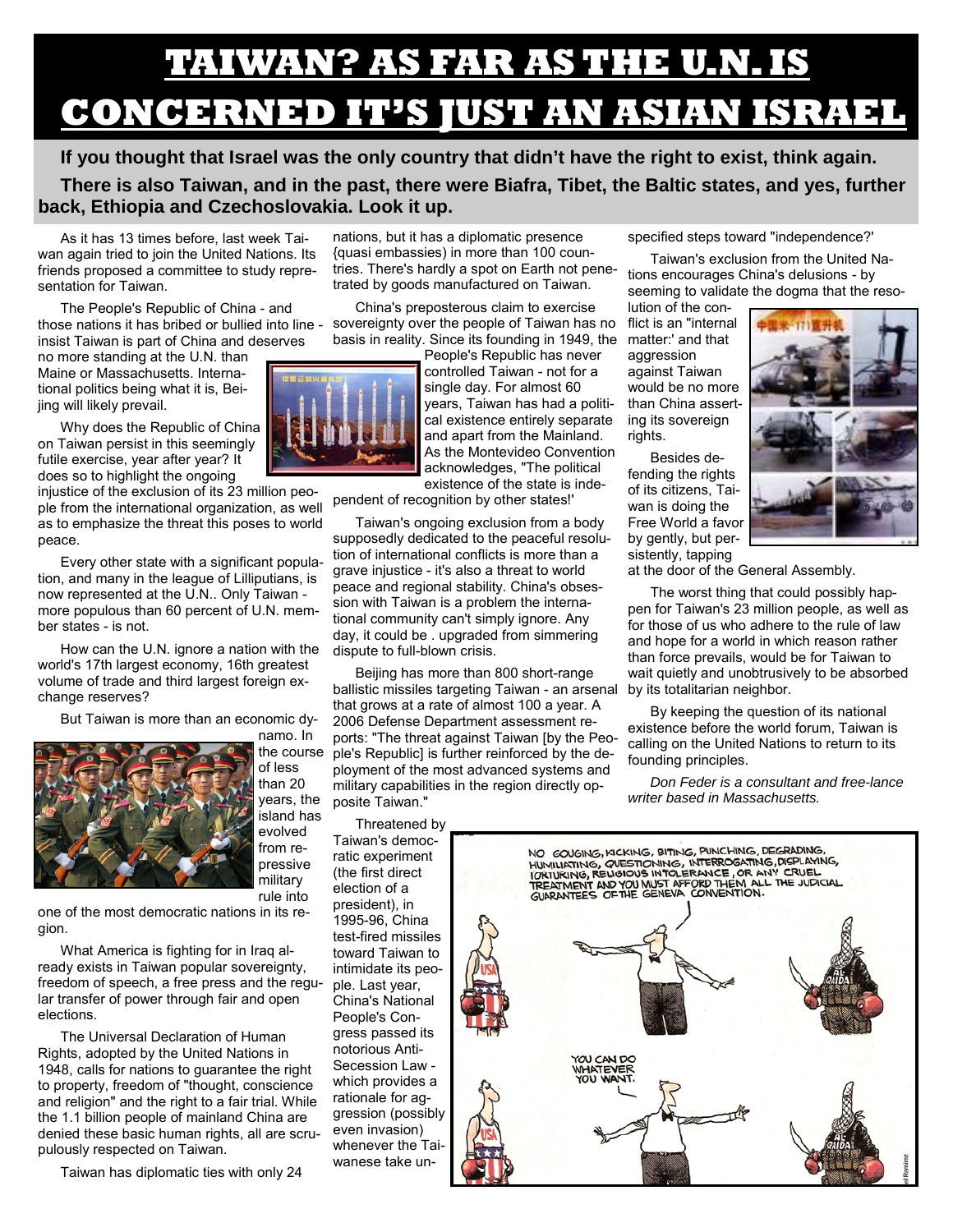# TAIWAN? AS FAR AS THE U.N. IS CONCERNED IT'S JUST AN ASIAN ISRAEL

**If you thought that Israel was the only country that didn't have the right to exist, think again.**

**There is also Taiwan, and in the past, there were Biafra, Tibet, the Baltic states, and yes, further back, Ethiopia and Czechoslovakia. Look it up.**

As it has 13 times before, last week Taiwan again tried to join the United Nations. Its friends proposed a committee to study representation for Taiwan.

The People's Republic of China - and those nations it has bribed or bullied into line - insist Taiwan is part of China and deserves no more standing at the U.N. than Maine or Massachusetts. International politics being what it is, Beijing will likely prevail.

Why does the Republic of China on Taiwan persist in this seemingly futile exercise, year after year? It does so to highlight the ongoing injustice of the exclusion of its 23 million people from the international organization, as well as to emphasize the threat this poses to world peace.

Every other state with a significant population, and many in the league of Lilliputians, is now represented at the U.N.. Only Taiwan - more populous than 60 percent of U.N. member states - is not.

How can the U.N. ignore a nation with the world's 17th largest economy, 16th greatest volume of trade and third largest foreign exchange reserves?

But Taiwan is more than an economic dynamo. In the course of less than 20 years, the island has evolved from repressive military rule into one of the most democratic nations in its region.

What America is fighting for in Iraq already exists in Taiwan popular sovereignty, freedom of speech, a free press and the regular transfer of power through fair and open elections.

The Universal Declaration of Human Rights, adopted by the United Nations in 1948, calls for nations to guarantee the right to property, freedom of "thought, conscience and religion" and the right to a fair trial. While the 1.1 billion people of mainland China are denied these basic human rights, all are scrupulously respected on Taiwan.

Taiwan has diplomatic ties with only 24 nations, but it has a diplomatic presence {quasi embassies) in more than 100 countries. There's hardly a spot on Earth not penetrated by goods manufactured on Taiwan.

China's preposterous claim to exercise sovereignty over the people of Taiwan has no basis in reality. Since its founding in 1949, the People's Republic has never controlled Taiwan - not for a single day. For almost 60 years, Taiwan has had a political existence entirely separate and apart from the Mainland. As the Montevideo Convention acknowledges, "The political existence of the state is independent of recognition by other states!'

Taiwan's ongoing exclusion from a body supposedly dedicated to the peaceful resolution of international conflicts is more than a grave injustice - it's also a threat to world peace and regional stability. China's obsession with Taiwan is a problem the international community can't simply ignore. Any day, it could be . upgraded from simmering dispute to full-blown crisis.

Beijing has more than 800 short-range ballistic missiles targeting Taiwan - an arsenal that grows at a rate of almost 100 a year. A 2006 Defense Department assessment reports: "The threat against Taiwan [by the People's Republic] is further reinforced by the deployment of the most advanced systems and military capabilities in the region directly opposite Taiwan."

Threatened by Taiwan's democratic experiment (the first direct election of a president), in 1995-96, China test-fired missiles toward Taiwan to intimidate its people. Last year, China's National People's Congress passed its notorious Anti-Secession Law - which provides a rationale for aggression (possibly even invasion) whenever the Taiwanese take unspecified steps toward "independence?'

Taiwan's exclusion from the United Nations encourages China's delusions - by seeming to validate the dogma that the resolution of the conflict is an "internal matter:' and that aggression against Taiwan would be no more than China asserting its sovereign rights.

Besides defending the rights of its citizens, Taiwan is doing the Free World a favor by gently, but persistently, tapping at the door of the General Assembly.

The worst thing that could possibly happen for Taiwan's 23 million people, as well as for those of us who adhere to the rule of law and hope for a world in which reason rather than force prevails, would be for Taiwan to wait quietly and unobtrusively to be absorbed by its totalitarian neighbor.

By keeping the question of its national existence before the world forum, Taiwan is calling on the United Nations to return to its founding principles.

*Don Feder is a consultant and free-lance writer based in Massachusetts.*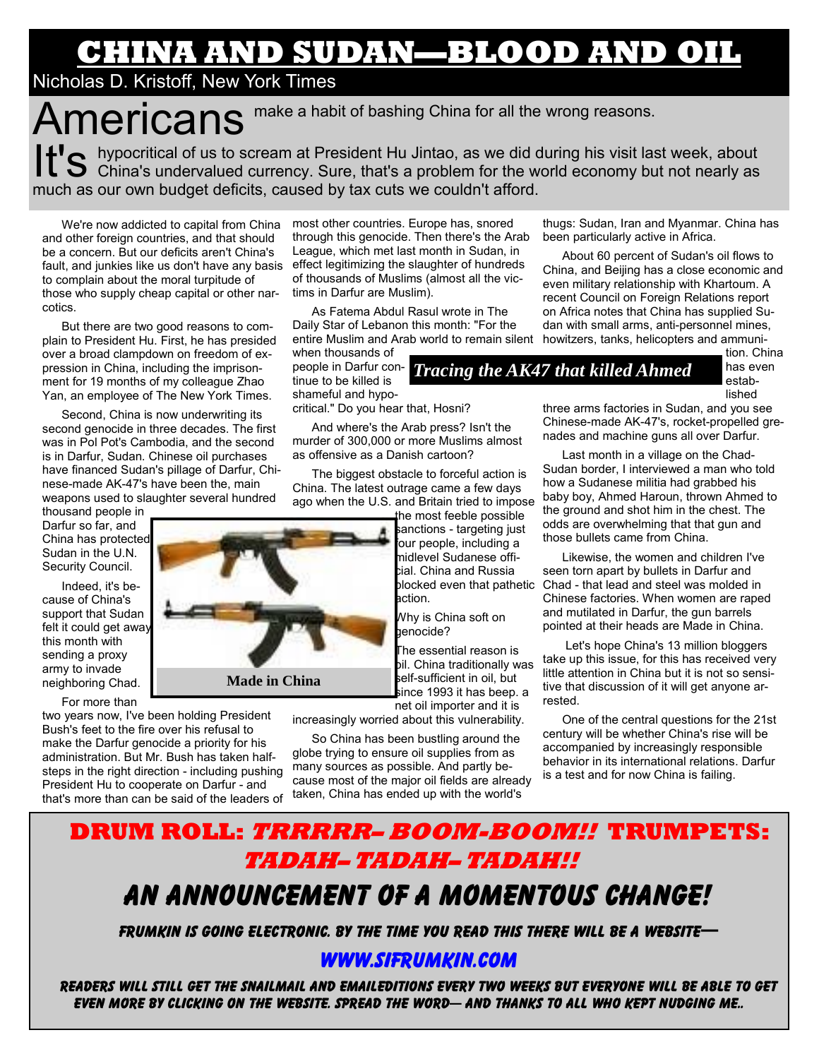# CHINA AND SUDAN—BLOOD AND OIL

Nicholas D. Kristoff, New York Times

Americans make a habit of bashing China for all the wrong reasons.

It's hypocritical of us to scream at President Hu Jintao, as we did during his visit last week, about China's undervalued currency. Sure, that's a problem for the world economy but not nearly as much as our own budget deficits, caused by tax cuts we couldn't afford.

We're now addicted to capital from China and other foreign countries, and that should be a concern. But our deficits aren't China's fault, and junkies like us don't have any basis to complain about the moral turpitude of those who supply cheap capital or other narcotics.

But there are two good reasons to complain to President Hu. First, he has presided over a broad clampdown on freedom of expression in China, including the imprisonment for 19 months of my colleague Zhao Yan, an employee of The New York Times.

Second, China is now underwriting its second genocide in three decades. The first was in Pol Pot's Cambodia, and the second is in Darfur, Sudan. Chinese oil purchases have financed Sudan's pillage of Darfur, Chinese-made AK-47's have been the, main weapons used to slaughter several hundred thousand people in Darfur so far, and China has protected Sudan in the U.N. Security Council.

Indeed, it's because of China's support that Sudan felt it could get away this month with sending a proxy army to invade neighboring Chad.

Made in China

For more than two years now, I've been holding President Bush's feet to the fire over his refusal to make the Darfur genocide a priority for his administration. But Mr. Bush has taken halfsteps in the right direction - including pushing President Hu to cooperate on Darfur - and that's more than can be said of the leaders of most other countries. Europe has, snored through this genocide. Then there's the Arab League, which met last month in Sudan, in effect legitimizing the slaughter of hundreds of thousands of Muslims (almost all the victims in Darfur are Muslim).

As Fatema Abdul Rasul wrote in The Daily Star of Lebanon this month: "For the entire Muslim and Arab world to remain silent when thousands of people in Darfur continue to be killed is shameful and hypocritical." Do you hear that, Hosni?

*Tracing the AK47 that killed Ahmed*

And where's the Arab press? Isn't the murder of 300,000 or more Muslims almost as offensive as a Danish cartoon?

The biggest obstacle to forceful action is China. The latest outrage came a few days ago when the U.S. and Britain tried to impose the most feeble possible sanctions - targeting just four people, including a midlevel Sudanese official. China and Russia blocked even that pathetic action.

Why is China soft on genocide?

The essential reason is oil. China traditionally was self-sufficient in oil, but since 1993 it has beep. a net oil importer and it is increasingly worried about this vulnerability.

So China has been bustling around the globe trying to ensure oil supplies from as many sources as possible. And partly because most of the major oil fields are already taken, China has ended up with the world's thugs: Sudan, Iran and Myanmar. China has been particularly active in Africa.

About 60 percent of Sudan's oil flows to China, and Beijing has a close economic and even military relationship with Khartoum. A recent Council on Foreign Relations report on Africa notes that China has supplied Sudan with small arms, anti-personnel mines, howitzers, tanks, helicopters and ammunition. China has even established three arms factories in Sudan, and you see Chinese-made AK-47's, rocket-propelled grenades and machine guns all over Darfur.

Last month in a village on the Chad-Sudan border, I interviewed a man who told how a Sudanese militia had grabbed his baby boy, Ahmed Haroun, thrown Ahmed to the ground and shot him in the chest. The odds are overwhelming that that gun and those bullets came from China.

Likewise, the women and children I've seen torn apart by bullets in Darfur and Chad - that lead and steel was molded in Chinese factories. When women are raped and mutilated in Darfur, the gun barrels pointed at their heads are Made in China.

Let's hope China's 13 million bloggers take up this issue, for this has received very little attention in China but it is not so sensitive that discussion of it will get anyone arrested.

One of the central questions for the 21st century will be whether China's rise will be accompanied by increasingly responsible behavior in its international relations. Darfur is a test and for now China is failing.

---

## DRUM ROLL: *TRRRRR– BOOM-BOOM!!* TRUMPETS: *TADAH– TADAH– TADAH!!*

## AN ANNOUNCEMENT OF A MOMENTOUS CHANGE!

FRUMKIN IS GOING ELECTRONIC. BY THE TIME YOU READ THIS THERE WILL BE A WEBSITE—

**WWW.SIFRUMKIN.COM**

READERS WILL STILL GET THE SNAILMAIL AND EMAILEDITIONS EVERY TWO WEEKS BUT EVERYONE WILL BE ABLE TO GET EVEN MORE BY CLICKING ON THE WEBSITE. SPREAD THE WORD— AND THANKS TO ALL WHO KEPT NUDGING ME..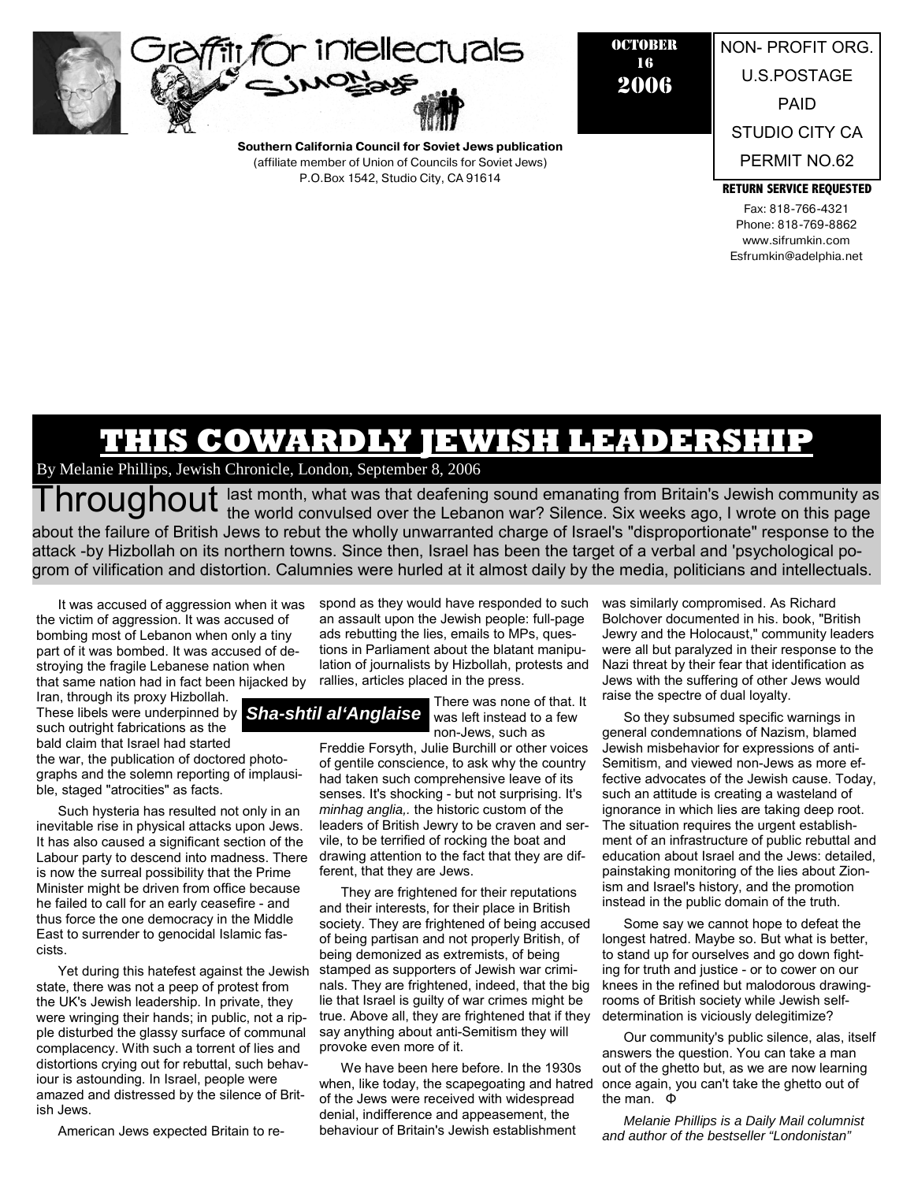Graffiti for intellectuals

Simon Says

Southern California Council for Soviet Jews publication

(affiliate member of Union of Councils for Soviet Jews)

P.O.Box 1542, Studio City, CA 91614

OCTOBER 16 2006

NON- PROFIT ORG.
U.S.POSTAGE
PAID
STUDIO CITY CA
PERMIT NO.62

RETURN SERVICE REQUESTED

Fax: 818-766-4321
Phone: 818-769-8862
www.sifrumkin.com
Esfrumkin@adelphia.net

# THIS COWARDLY JEWISH LEADERSHIP

By Melanie Phillips, Jewish Chronicle, London, September 8, 2006

Throughout last month, what was that deafening sound emanating from Britain's Jewish community as the world convulsed over the Lebanon war? Silence. Six weeks ago, I wrote on this page about the failure of British Jews to rebut the wholly unwarranted charge of Israel's "disproportionate" response to the attack -by Hizbollah on its northern towns. Since then, Israel has been the target of a verbal and 'psychological pogrom of vilification and distortion. Calumnies were hurled at it almost daily by the media, politicians and intellectuals.

It was accused of aggression when it was the victim of aggression. It was accused of bombing most of Lebanon when only a tiny part of it was bombed. It was accused of destroying the fragile Lebanese nation when that same nation had in fact been hijacked by Iran, through its proxy Hizbollah. These libels were underpinned by such outright fabrications as the bald claim that Israel had started the war, the publication of doctored photographs and the solemn reporting of implausible, staged "atrocities" as facts.

Such hysteria has resulted not only in an inevitable rise in physical attacks upon Jews. It has also caused a significant section of the Labour party to descend into madness. There is now the surreal possibility that the Prime Minister might be driven from office because he failed to call for an early ceasefire - and thus force the one democracy in the Middle East to surrender to genocidal Islamic fascists.

Yet during this hatefest against the Jewish state, there was not a peep of protest from the UK's Jewish leadership. In private, they were wringing their hands; in public, not a ripple disturbed the glassy surface of communal complacency. With such a torrent of lies and distortions crying out for rebuttal, such behaviour is astounding. In Israel, people were amazed and distressed by the silence of British Jews.

American Jews expected Britain to respond as they would have responded to such an assault upon the Jewish people: full-page ads rebutting the lies, emails to MPs, questions in Parliament about the blatant manipulation of journalists by Hizbollah, protests and rallies, articles placed in the press.

***Sha-shtil al'Anglaise***

There was none of that. It was left instead to a few non-Jews, such as Freddie Forsyth, Julie Burchill or other voices of gentile conscience, to ask why the country had taken such comprehensive leave of its senses. It's shocking - but not surprising. It's *minhag anglia,.* the historic custom of the leaders of British Jewry to be craven and servile, to be terrified of rocking the boat and drawing attention to the fact that they are different, that they are Jews.

They are frightened for their reputations and their interests, for their place in British society. They are frightened of being accused of being partisan and not properly British, of being demonized as extremists, of being stamped as supporters of Jewish war criminals. They are frightened, indeed, that the big lie that Israel is guilty of war crimes might be true. Above all, they are frightened that if they say anything about anti-Semitism they will provoke even more of it.

We have been here before. In the 1930s when, like today, the scapegoating and hatred of the Jews were received with widespread denial, indifference and appeasement, the behaviour of Britain's Jewish establishment was similarly compromised. As Richard Bolchover documented in his. book, "British Jewry and the Holocaust," community leaders were all but paralyzed in their response to the Nazi threat by their fear that identification as Jews with the suffering of other Jews would raise the spectre of dual loyalty.

So they subsumed specific warnings in general condemnations of Nazism, blamed Jewish misbehavior for expressions of anti-Semitism, and viewed non-Jews as more effective advocates of the Jewish cause. Today, such an attitude is creating a wasteland of ignorance in which lies are taking deep root. The situation requires the urgent establishment of an infrastructure of public rebuttal and education about Israel and the Jews: detailed, painstaking monitoring of the lies about Zionism and Israel's history, and the promotion instead in the public domain of the truth.

Some say we cannot hope to defeat the longest hatred. Maybe so. But what is better, to stand up for ourselves and go down fighting for truth and justice - or to cower on our knees in the refined but malodorous drawing-rooms of British society while Jewish self-determination is viciously delegitimize?

Our community's public silence, alas, itself answers the question. You can take a man out of the ghetto but, as we are now learning once again, you can't take the ghetto out of the man. Φ

*Melanie Phillips is a Daily Mail columnist and author of the bestseller "Londonistan"*